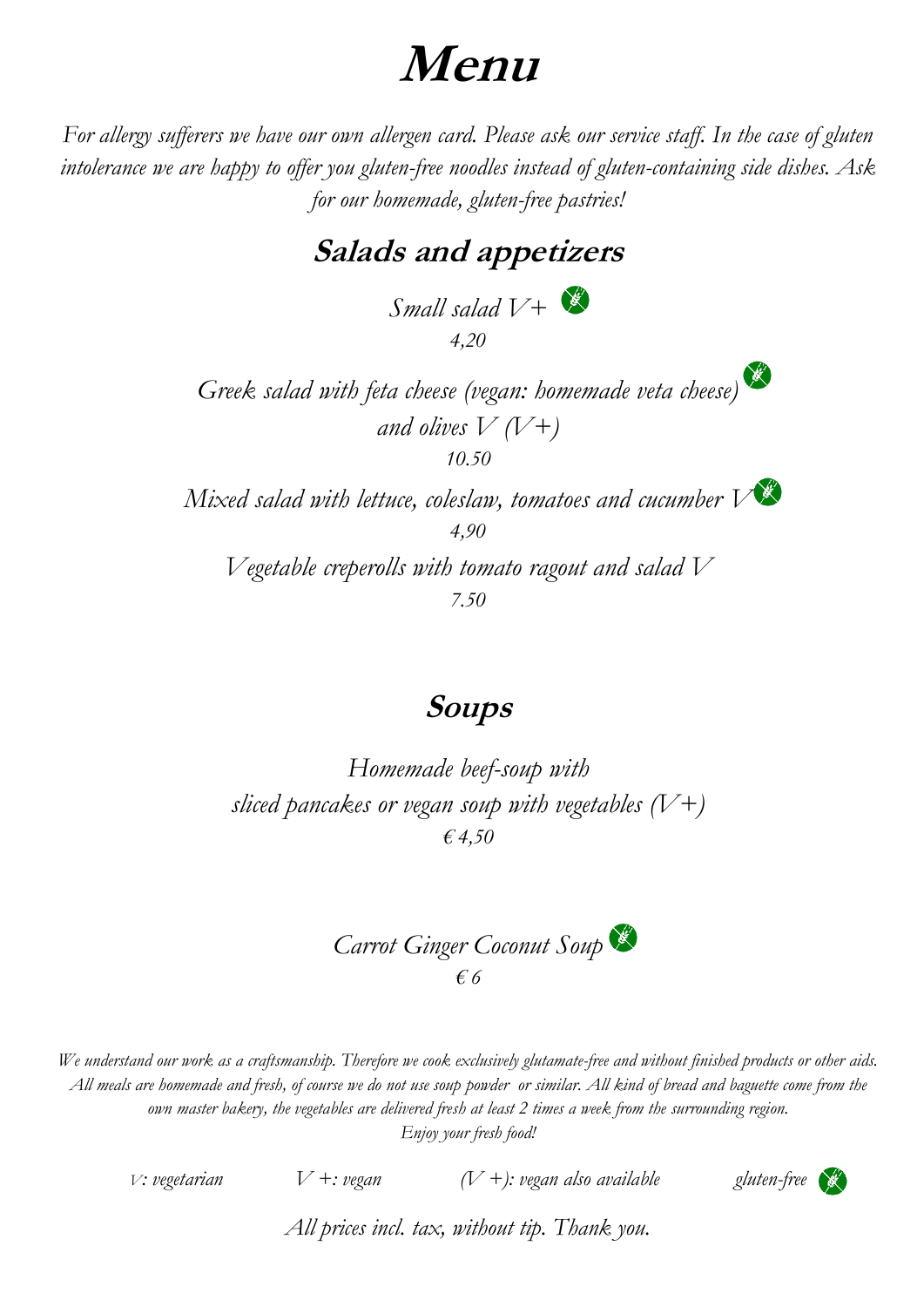# Menu

*For allergy sufferers we have our own allergen card. Please ask our service staff. In the case of gluten intolerance we are happy to offer you gluten-free noodles instead of gluten-containing side dishes. Ask for our homemade, gluten-free pastries!*

## Salads and appetizers

*Small salad V+* (gluten-free)
*4,20*

*Greek salad with feta cheese (vegan: homemade veta cheese) and olives V (V+)* (gluten-free)
*10.50*

*Mixed salad with lettuce, coleslaw, tomatoes and cucumber V* (gluten-free)
*4,90*

*Vegetable creperolls with tomato ragout and salad V*
*7.50*

## Soups

*Homemade beef-soup with sliced pancakes or vegan soup with vegetables (V+)*
*€ 4,50*

*Carrot Ginger Coconut Soup* (gluten-free)
*€ 6*

*We understand our work as a craftsmanship. Therefore we cook exclusively glutamate-free and without finished products or other aids. All meals are homemade and fresh, of course we do not use soup powder or similar. All kind of bread and baguette come from the own master bakery, the vegetables are delivered fresh at least 2 times a week from the surrounding region.*
*Enjoy your fresh food!*

*V: vegetarian* | *V +: vegan* | *(V +): vegan also available* | *gluten-free*

*All prices incl. tax, without tip. Thank you.*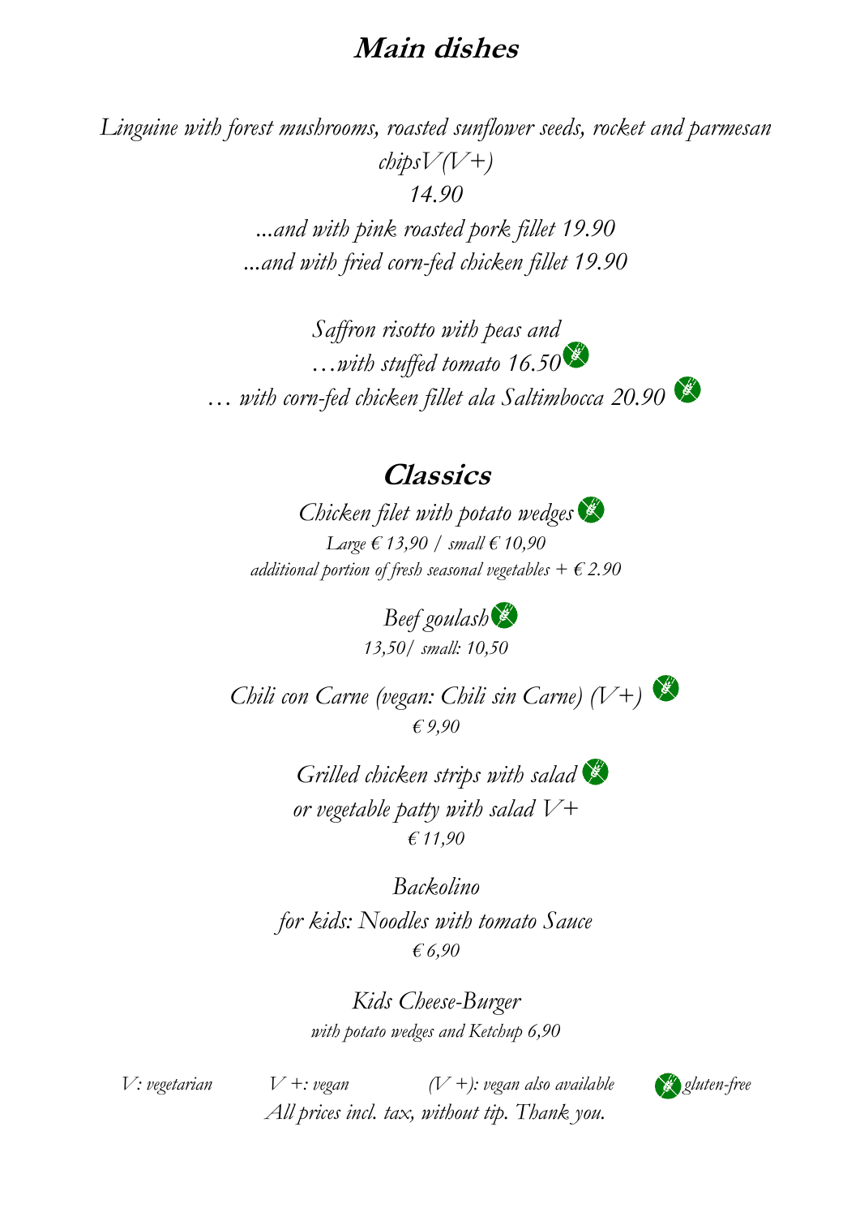# Main dishes

*Linguine with forest mushrooms, roasted sunflower seeds, rocket and parmesan chipsV(V+)*
*14.90*
*...and with pink roasted pork fillet 19.90*
*...and with fried corn-fed chicken fillet 19.90*

*Saffron risotto with peas and*
*…with stuffed tomato 16.50* (gluten-free)
*… with corn-fed chicken fillet ala Saltimbocca 20.90* (gluten-free)

# Classics

*Chicken filet with potato wedges* (gluten-free)
*Large € 13,90 / small € 10,90*
*additional portion of fresh seasonal vegetables + € 2.90*

*Beef goulash* (gluten-free)
*13,50/ small: 10,50*

*Chili con Carne (vegan: Chili sin Carne) (V+)* (gluten-free)
*€ 9,90*

*Grilled chicken strips with salad* (gluten-free)
*or vegetable patty with salad V+*
*€ 11,90*

*Backolino*
*for kids: Noodles with tomato Sauce*
*€ 6,90*

*Kids Cheese-Burger*
*with potato wedges and Ketchup 6,90*

*V: vegetarian* *V +: vegan* *(V +): vegan also available* *gluten-free*
*All prices incl. tax, without tip. Thank you.*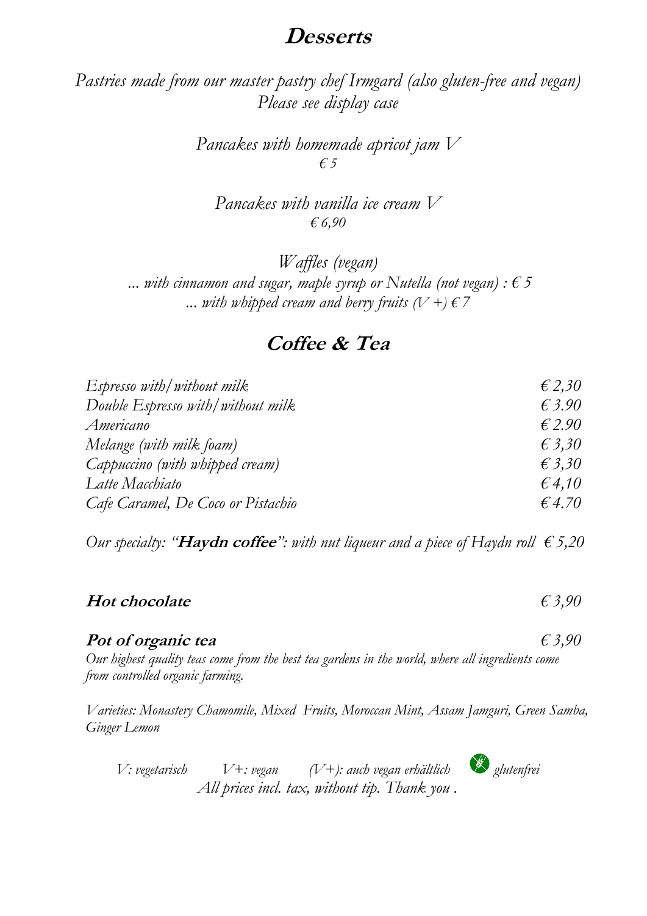# **Desserts**

*Pastries made from our master pastry chef Irmgard (also gluten-free and vegan)*
*Please see display case*

*Pancakes with homemade apricot jam V*
*€ 5*

*Pancakes with vanilla ice cream V*
*€ 6,90*

*Waffles (vegan)*
*... with cinnamon and sugar, maple syrup or Nutella (not vegan) : € 5*
*... with whipped cream and berry fruits (V +) € 7*

# **Coffee & Tea**

| | |
|---|---|
| *Espresso with/without milk* | *€ 2,30* |
| *Double Espresso with/without milk* | *€ 3.90* |
| *Americano* | *€ 2.90* |
| *Melange (with milk foam)* | *€ 3,30* |
| *Cappuccino (with whipped cream)* | *€ 3,30* |
| *Latte Macchiato* | *€ 4,10* |
| *Cafe Caramel, De Coco or Pistachio* | *€ 4.70* |

*Our specialty: "**Haydn coffee**": with nut liqueur and a piece of Haydn roll € 5,20*

**Hot chocolate** *€ 3,90*

**Pot of organic tea** *€ 3,90*

*Our highest quality teas come from the best tea gardens in the world, where all ingredients come from controlled organic farming.*

*Varieties: Monastery Chamomile, Mixed Fruits, Moroccan Mint, Assam Jamguri, Green Samba, Ginger Lemon*

*V: vegetarisch V+: vegan (V+): auch vegan erhältlich glutenfrei*
*All prices incl. tax, without tip. Thank you .*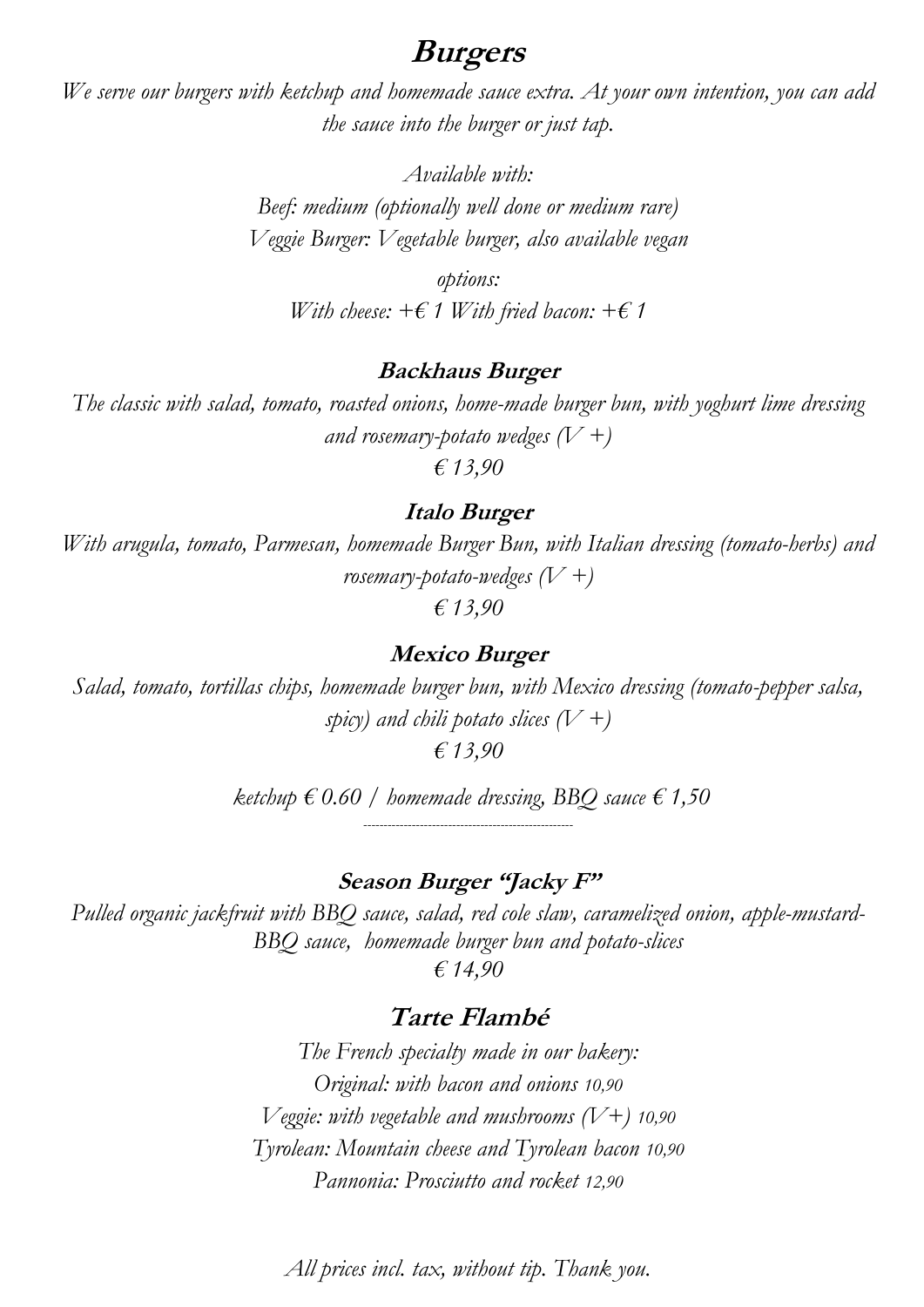# Burgers

*We serve our burgers with ketchup and homemade sauce extra. At your own intention, you can add the sauce into the burger or just tap.*

*Available with:*
*Beef: medium (optionally well done or medium rare)*
*Veggie Burger: Vegetable burger, also available vegan*

*options:*
*With cheese: +€ 1 With fried bacon: +€ 1*

### Backhaus Burger

*The classic with salad, tomato, roasted onions, home-made burger bun, with yoghurt lime dressing and rosemary-potato wedges (V +)*

*€ 13,90*

### Italo Burger

*With arugula, tomato, Parmesan, homemade Burger Bun, with Italian dressing (tomato-herbs) and rosemary-potato-wedges (V +)*

*€ 13,90*

### Mexico Burger

*Salad, tomato, tortillas chips, homemade burger bun, with Mexico dressing (tomato-pepper salsa, spicy) and chili potato slices (V +)*

*€ 13,90*

*ketchup € 0.60 / homemade dressing, BBQ sauce € 1,50*

---

### Season Burger "Jacky F"

*Pulled organic jackfruit with BBQ sauce, salad, red cole slaw, caramelized onion, apple-mustard-BBQ sauce, homemade burger bun and potato-slices*

*€ 14,90*

## Tarte Flambé

*The French specialty made in our bakery:*
*Original: with bacon and onions 10,90*
*Veggie: with vegetable and mushrooms (V+) 10,90*
*Tyrolean: Mountain cheese and Tyrolean bacon 10,90*
*Pannonia: Prosciutto and rocket 12,90*

*All prices incl. tax, without tip. Thank you.*